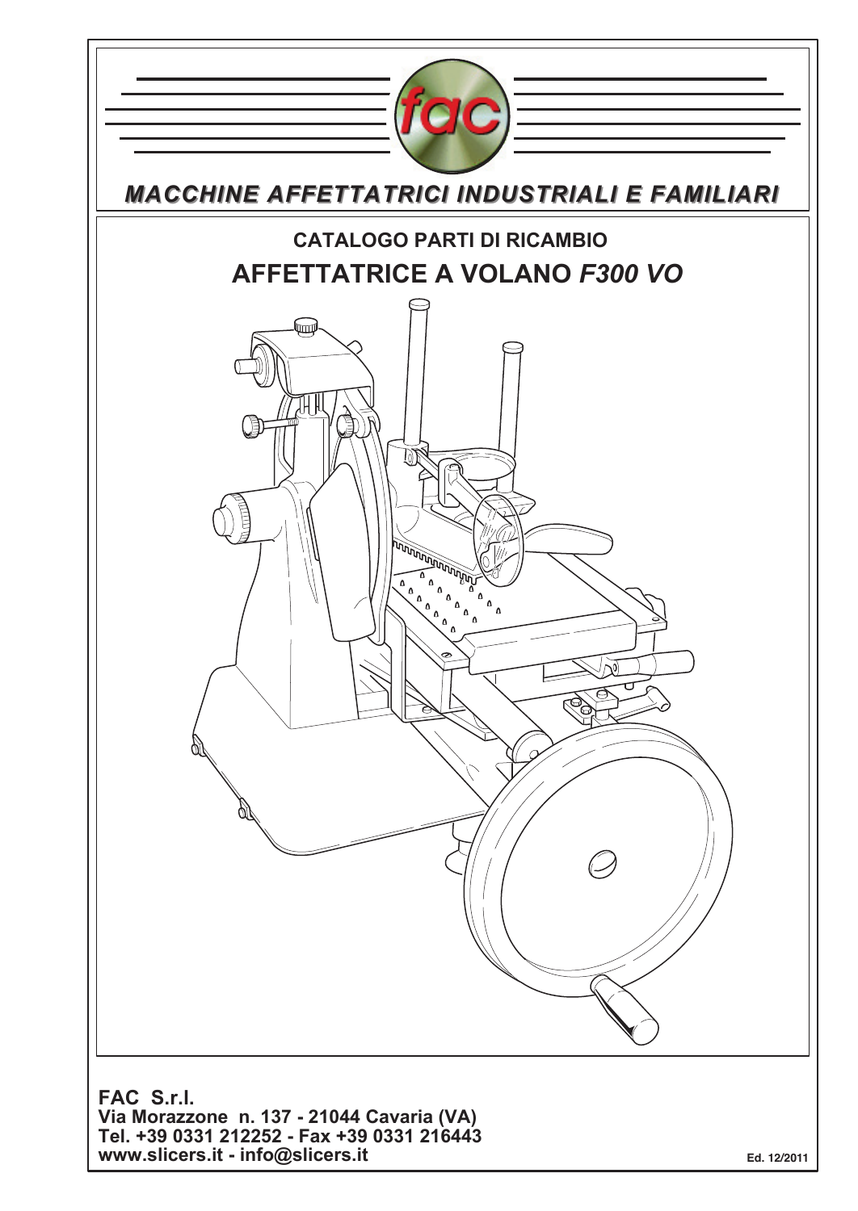*MACCHINE AFFETTATRICI INDUSTRIALI E FAMILIARI*

## CATALOGO PARTI DI RICAMBIO

# AFFETTATRICE A VOLANO *F300 VO*

**FAC S.r.l.**
**Via Morazzone n. 137 - 21044 Cavaria (VA)**
**Tel. +39 0331 212252 - Fax +39 0331 216443**
**www.slicers.it - info@slicers.it**

Ed. 12/2011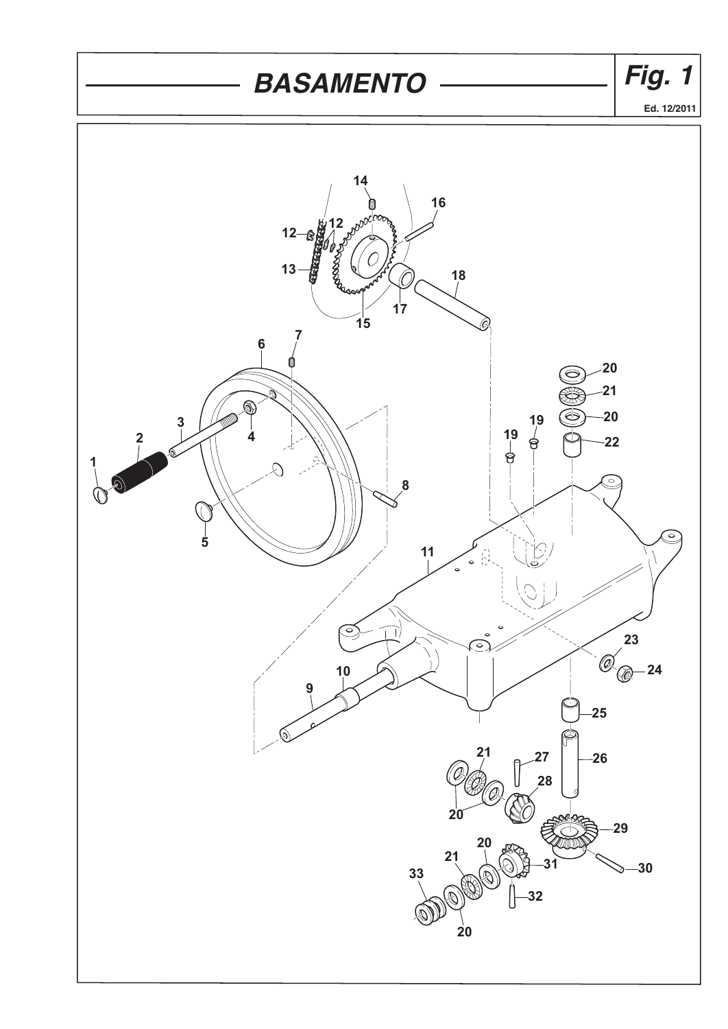# BASAMENTO

**Fig. 1**

Ed. 12/2011

1
2
3
4
5
6
7
8
9
10
11
12
13
14
15
16
17
18
19
20
21
22
23
24
25
26
27
28
29
30
31
32
33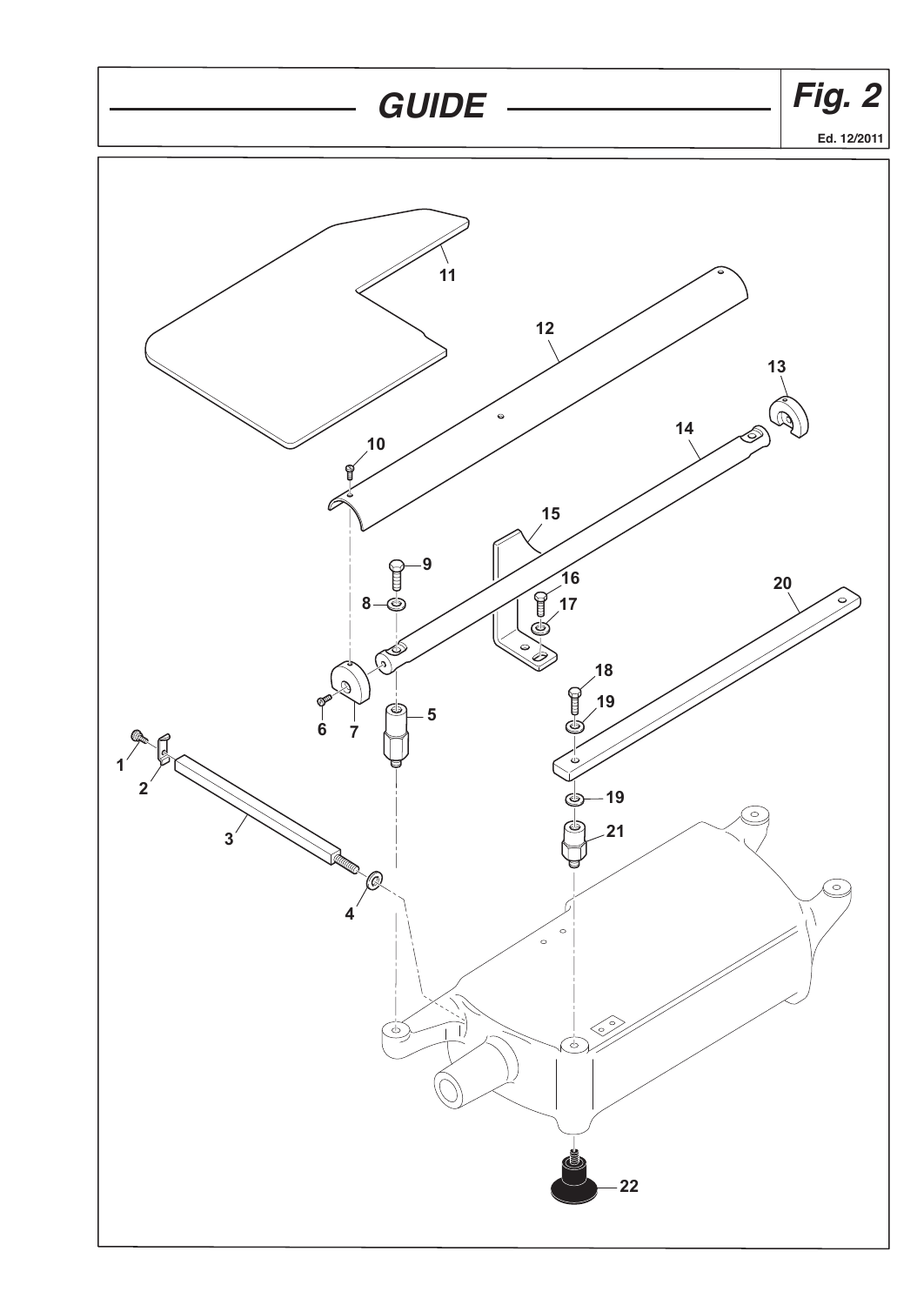# GUIDE

**Fig. 2**

Ed. 12/2011

1 2 3 4 5 6 7 8 9 10 11 12 13 14 15 16 17 18 19 19 20 21 22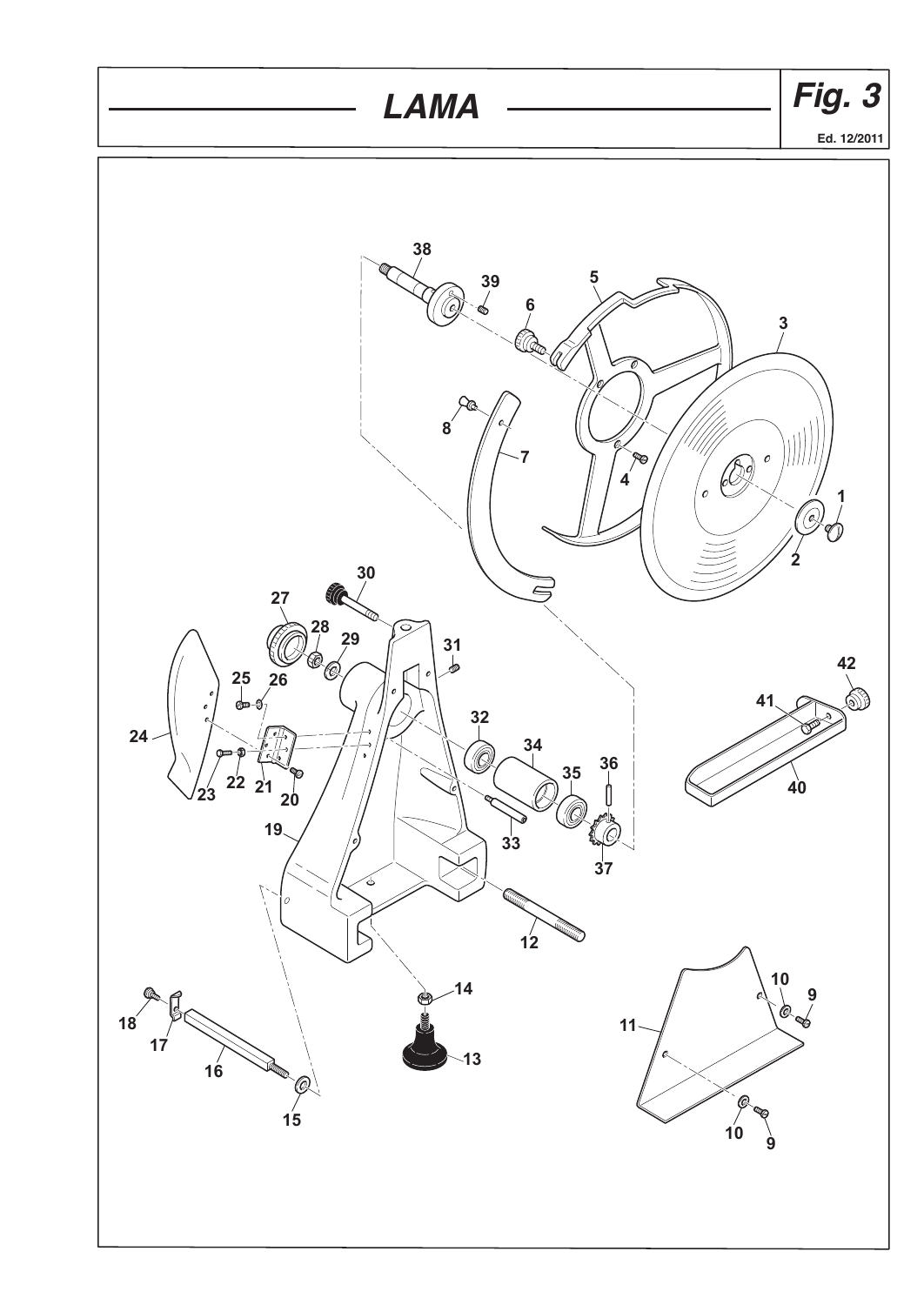# LAMA

## Fig. 3

Ed. 12/2011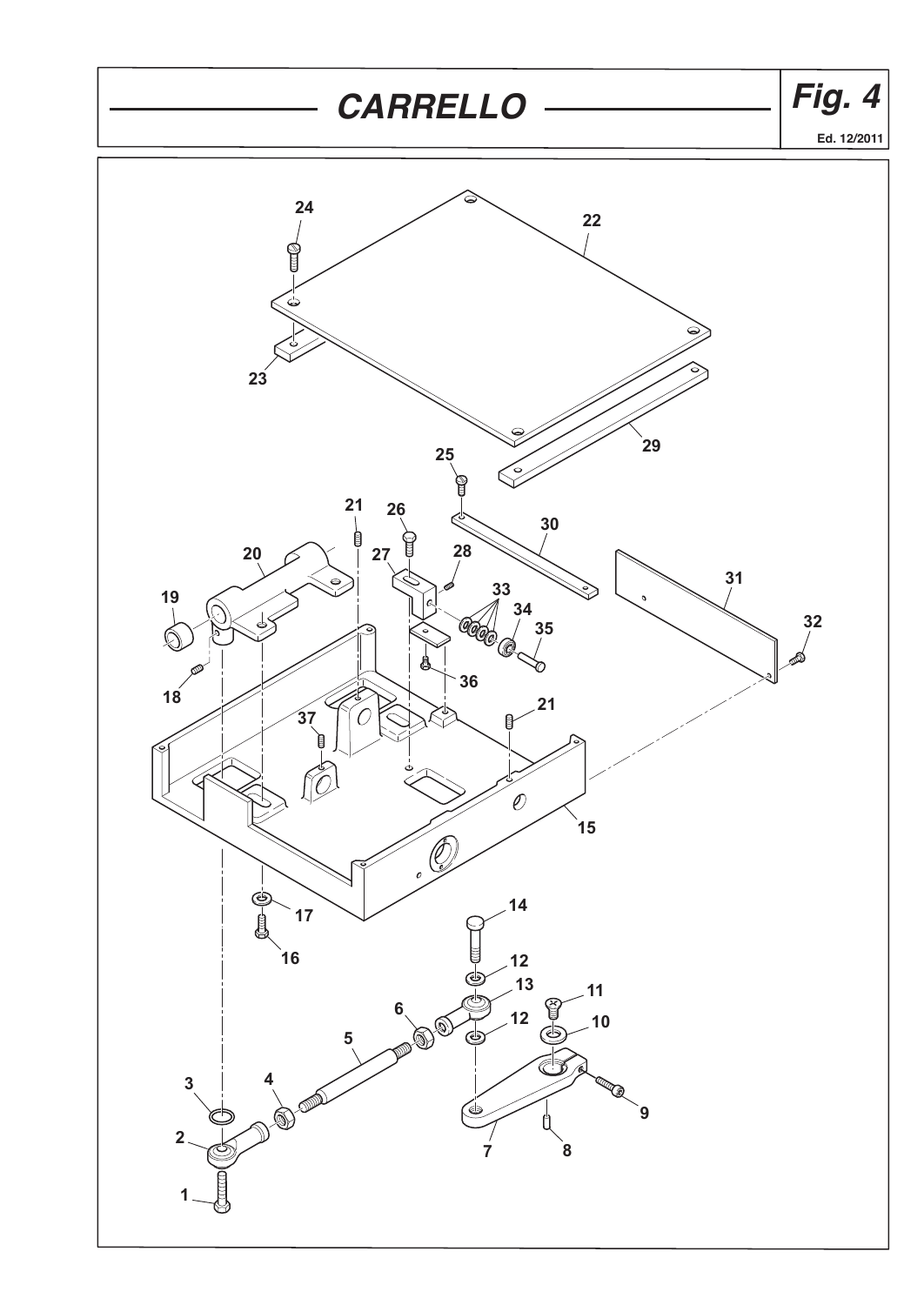# CARRELLO

**Fig. 4**

Ed. 12/2011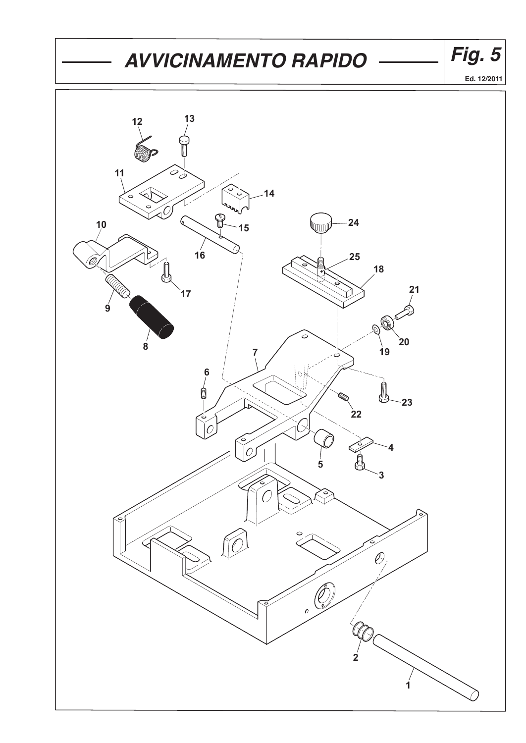# AVVICINAMENTO RAPIDO

**Fig. 5**

Ed. 12/2011

12 13 11 14 15 24 10 16 25 18 17 21 9 8 20 19 7 6 22 23 4 5 3 2 1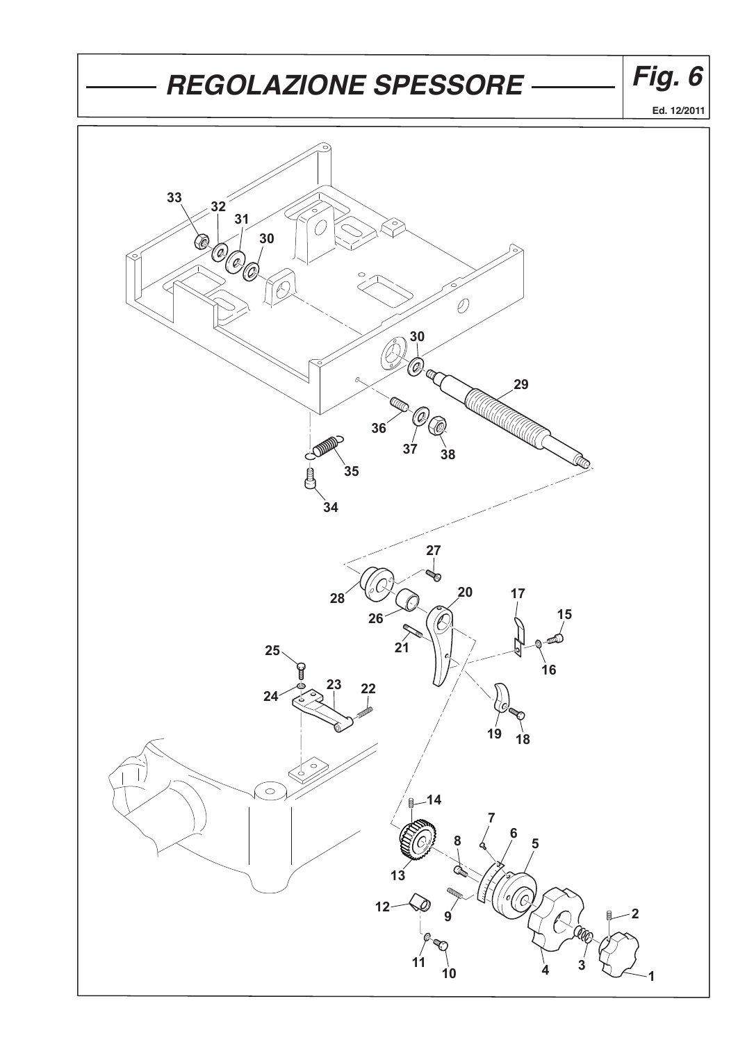# REGOLAZIONE SPESSORE

**Fig. 6**

Ed. 12/2011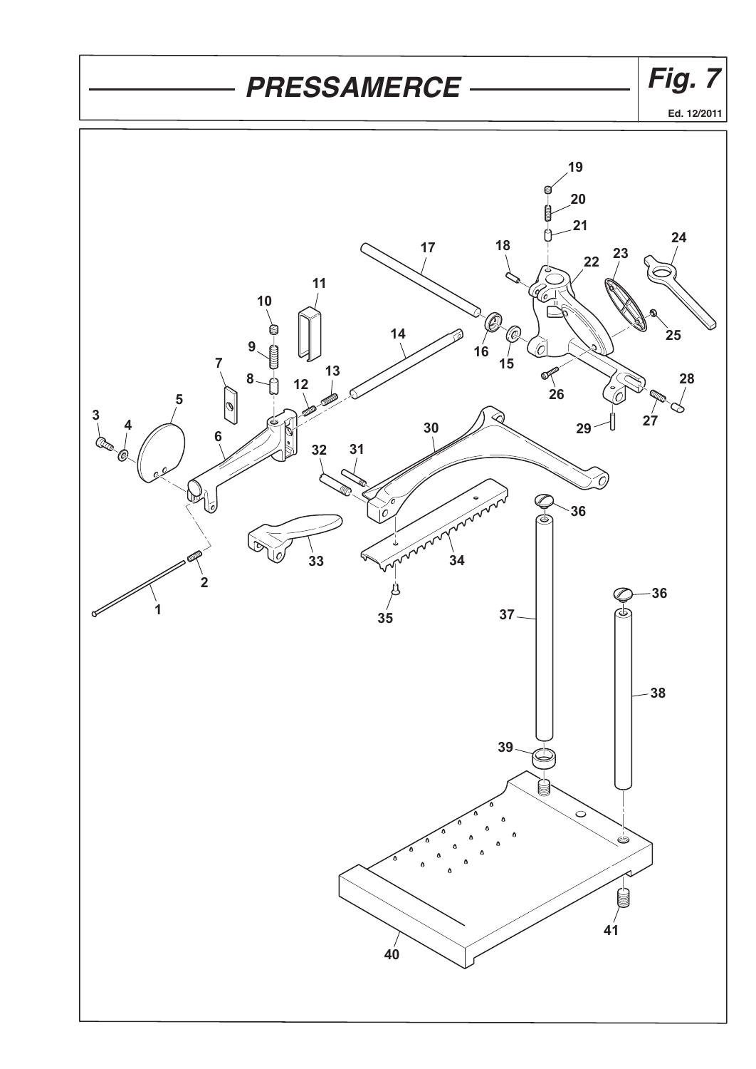# PRESSAMERCE

**Fig. 7**

Ed. 12/2011

1 2 3 4 5 6 7 8 9 10 11 12 13 14 15 16 17 18 19 20 21 22 23 24 25 26 27 28 29 30 31 32 33 34 35 36 37 38 39 40 41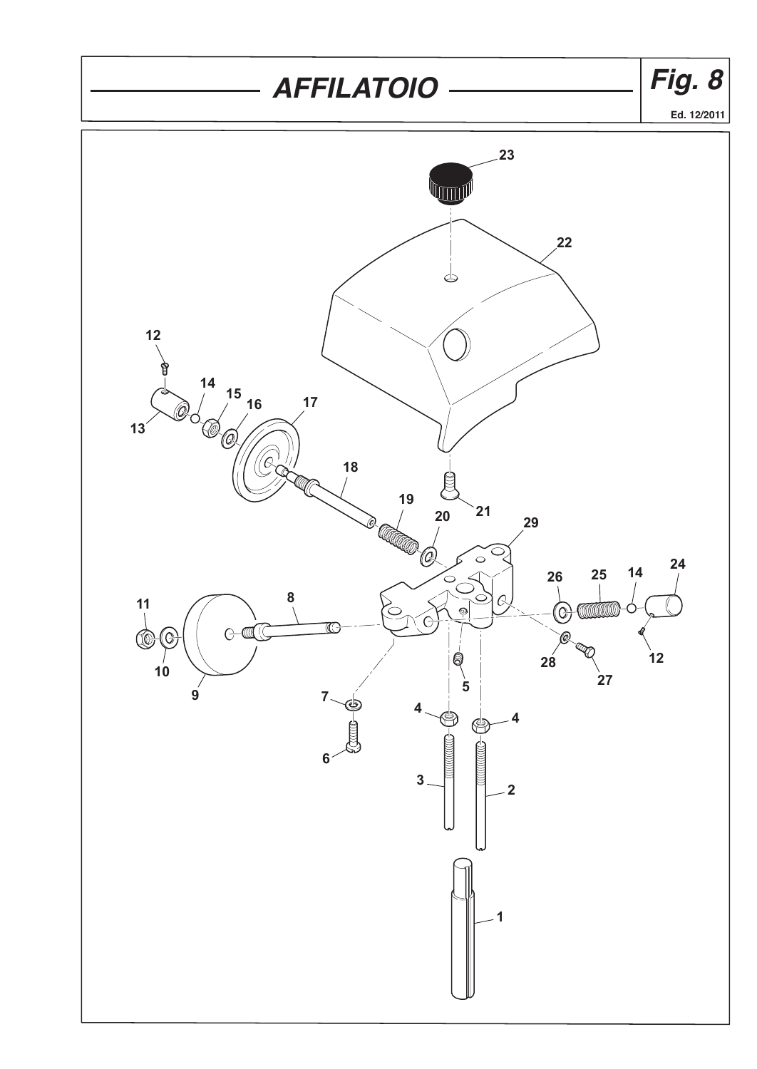# AFFILATOIO

## Fig. 8

Ed. 12/2011

23

22

12

14

15

16

17

13

18

19

20

21

29

11

8

26

25

14

24

10

9

28

27

12

5

7

4

4

6

3

2

1